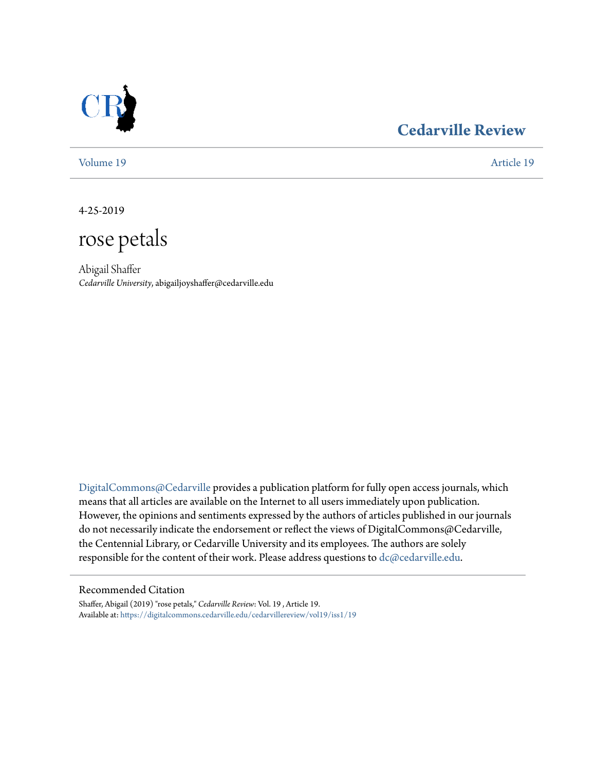# Cedarville Review

Volume 19 Article 19

4-25-2019

# rose petals

Abigail Shaffer

*Cedarville University*, abigailjoyshaffer@cedarville.edu

DigitalCommons@Cedarville provides a publication platform for fully open access journals, which means that all articles are available on the Internet to all users immediately upon publication. However, the opinions and sentiments expressed by the authors of articles published in our journals do not necessarily indicate the endorsement or reflect the views of DigitalCommons@Cedarville, the Centennial Library, or Cedarville University and its employees. The authors are solely responsible for the content of their work. Please address questions to dc@cedarville.edu.

## Recommended Citation

Shaffer, Abigail (2019) "rose petals," *Cedarville Review*: Vol. 19 , Article 19.
Available at: https://digitalcommons.cedarville.edu/cedarvillereview/vol19/iss1/19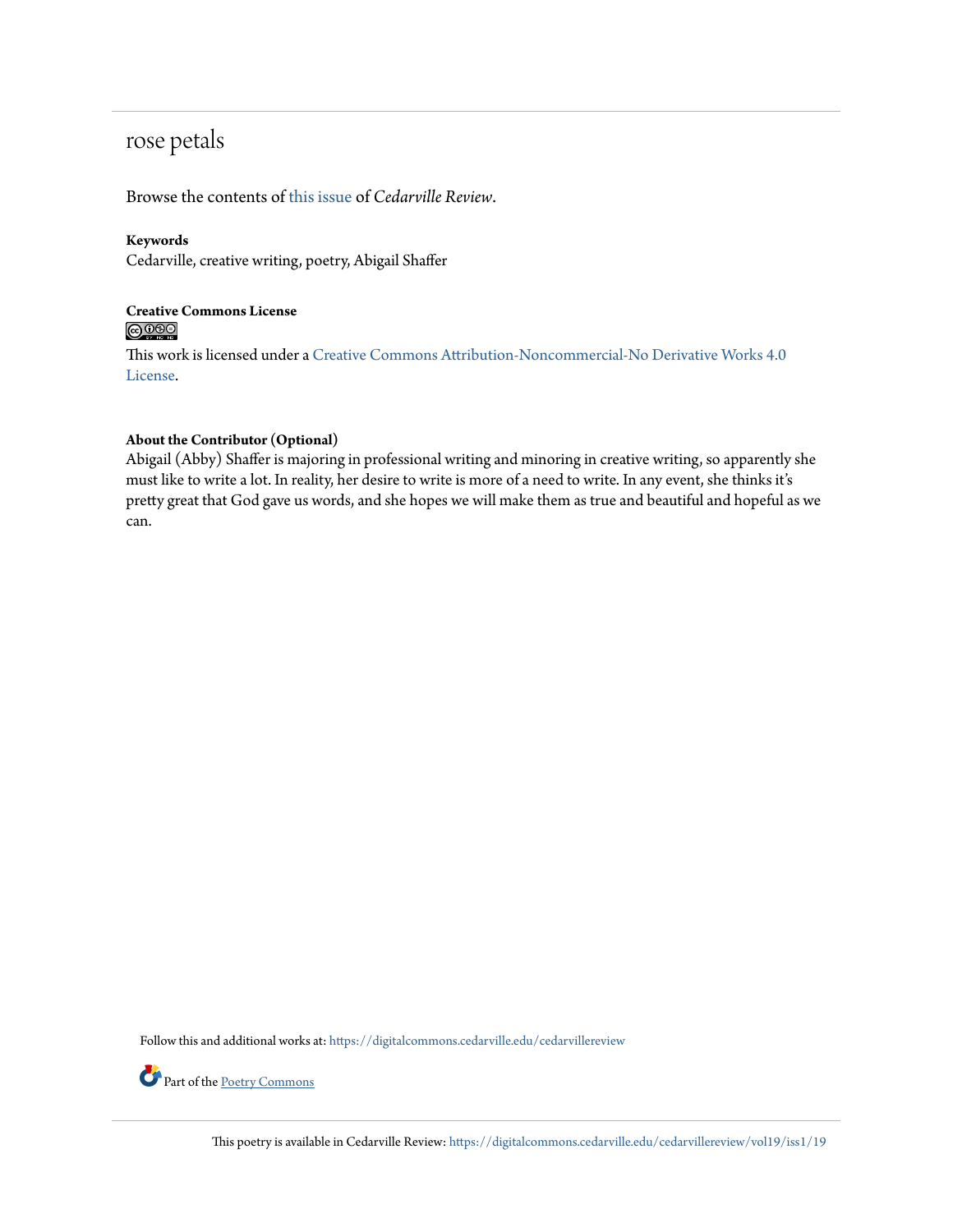# rose petals

Browse the contents of this issue of *Cedarville Review*.

**Keywords**
Cedarville, creative writing, poetry, Abigail Shaffer

**Creative Commons License**

This work is licensed under a Creative Commons Attribution-Noncommercial-No Derivative Works 4.0 License.

**About the Contributor (Optional)**
Abigail (Abby) Shaffer is majoring in professional writing and minoring in creative writing, so apparently she must like to write a lot. In reality, her desire to write is more of a need to write. In any event, she thinks it's pretty great that God gave us words, and she hopes we will make them as true and beautiful and hopeful as we can.

Follow this and additional works at: https://digitalcommons.cedarville.edu/cedarvillereview

Part of the Poetry Commons

This poetry is available in Cedarville Review: https://digitalcommons.cedarville.edu/cedarvillereview/vol19/iss1/19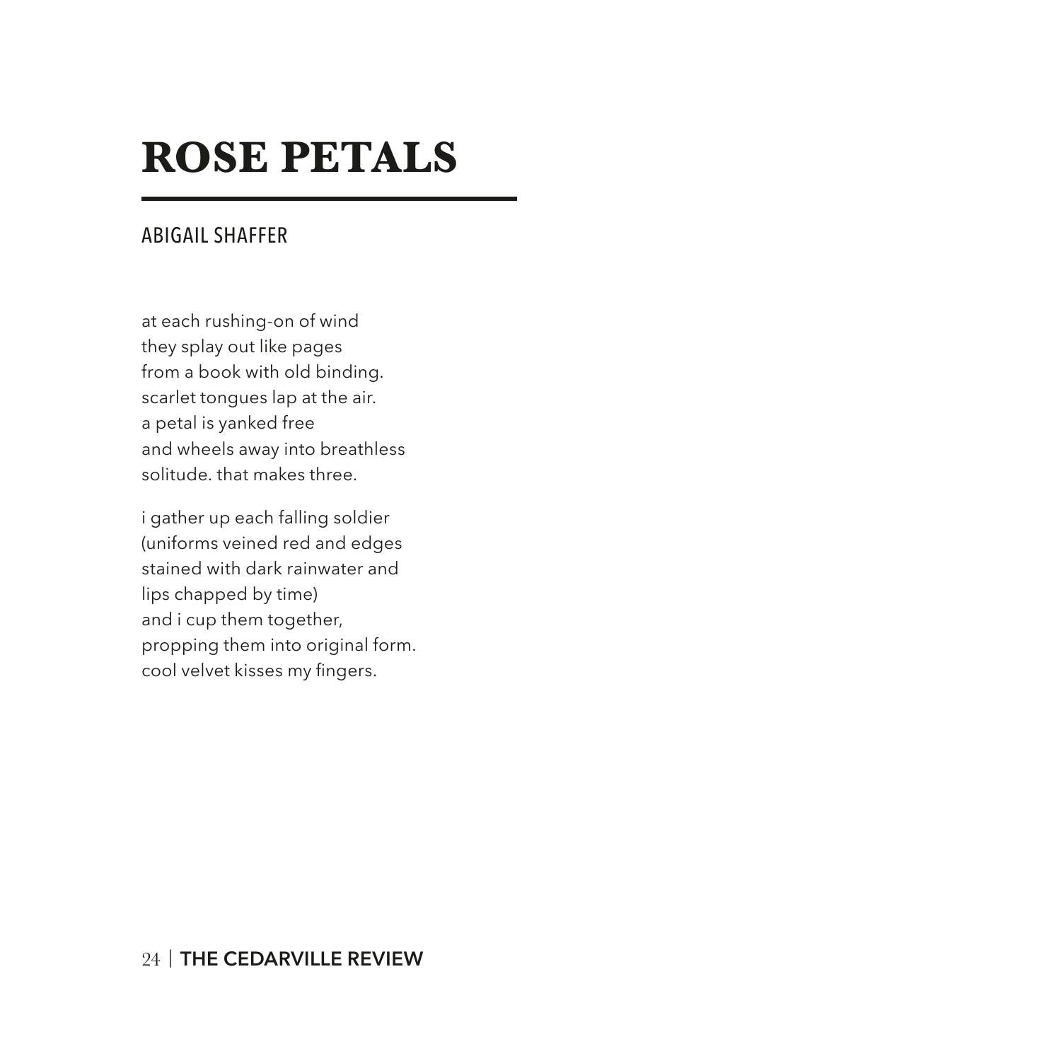# ROSE PETALS

ABIGAIL SHAFFER

at each rushing-on of wind  
they splay out like pages  
from a book with old binding.  
scarlet tongues lap at the air.  
a petal is yanked free  
and wheels away into breathless  
solitude. that makes three.

i gather up each falling soldier  
(uniforms veined red and edges  
stained with dark rainwater and  
lips chapped by time)  
and i cup them together,  
propping them into original form.  
cool velvet kisses my fingers.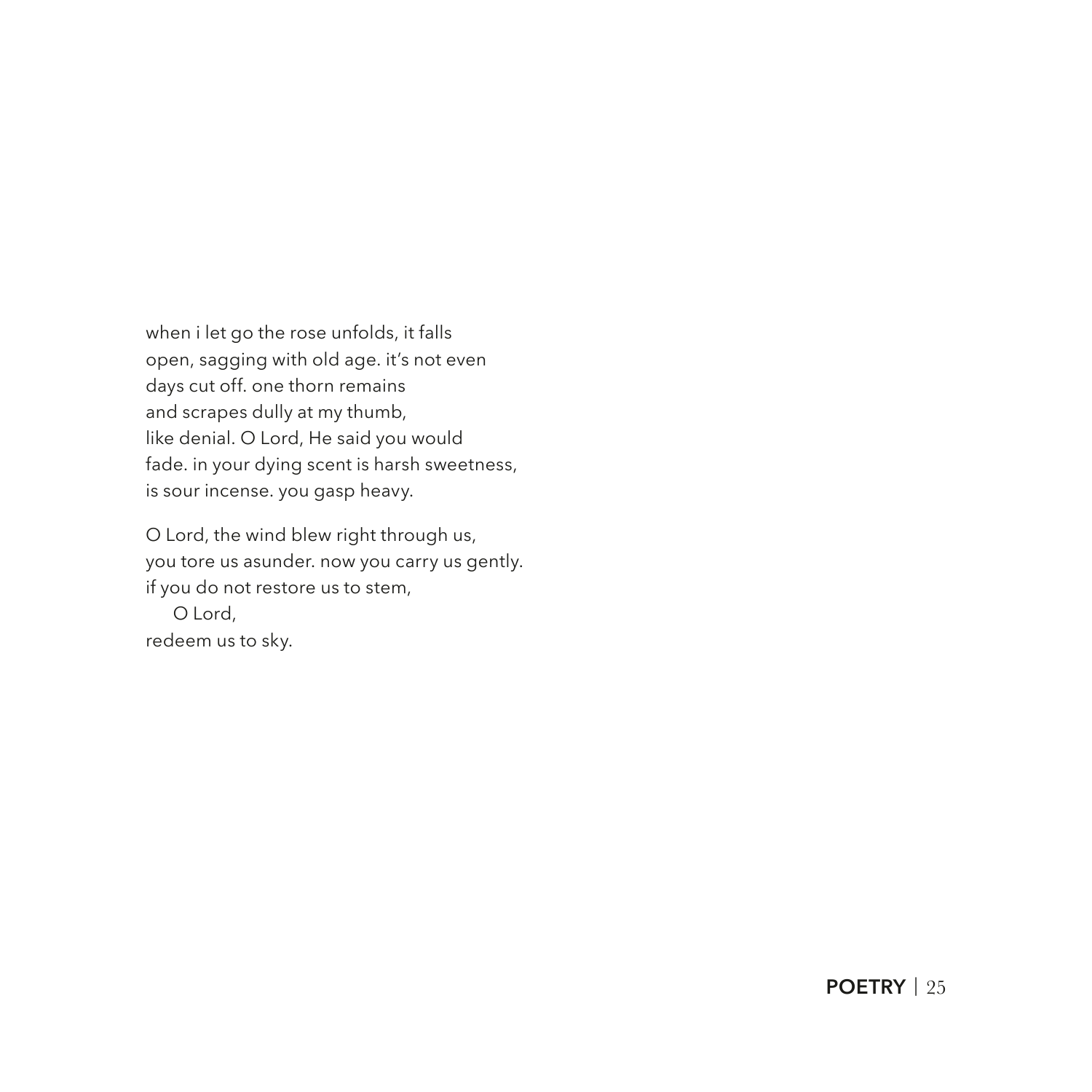when i let go the rose unfolds, it falls
open, sagging with old age. it's not even
days cut off. one thorn remains
and scrapes dully at my thumb,
like denial. O Lord, He said you would
fade. in your dying scent is harsh sweetness,
is sour incense. you gasp heavy.

O Lord, the wind blew right through us,
you tore us asunder. now you carry us gently.
if you do not restore us to stem,
&nbsp;&nbsp;&nbsp;&nbsp;O Lord,
redeem us to sky.